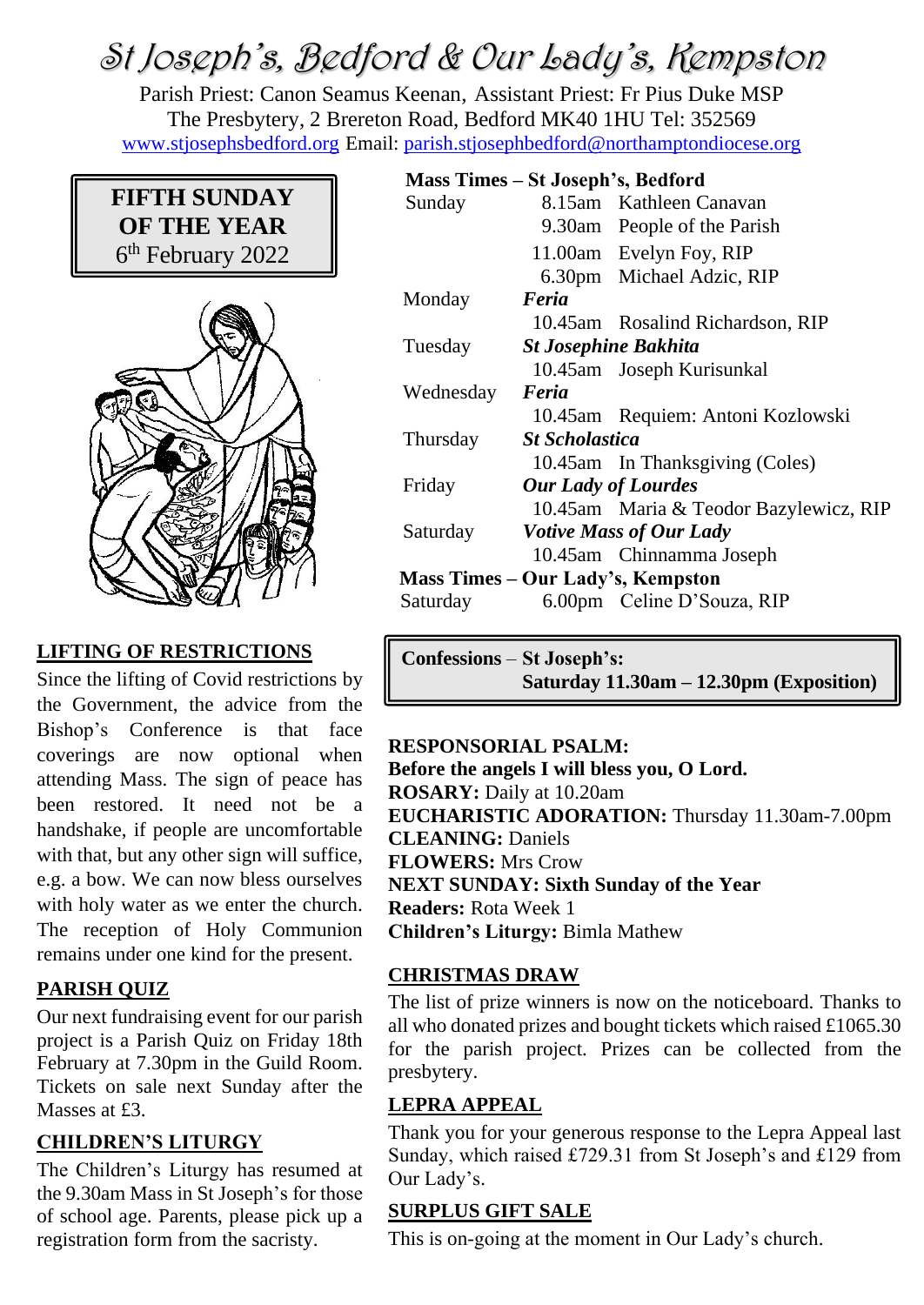# St Joseph's, Bedford & Our Lady's, Kempston

Parish Priest: Canon Seamus Keenan, Assistant Priest: Fr Pius Duke MSP
The Presbytery, 2 Brereton Road, Bedford MK40 1HU Tel: 352569
www.stjosephsbedford.org Email: parish.stjosephbedford@northamptondiocese.org

**FIFTH SUNDAY OF THE YEAR**
6th February 2022

## LIFTING OF RESTRICTIONS

Since the lifting of Covid restrictions by the Government, the advice from the Bishop's Conference is that face coverings are now optional when attending Mass. The sign of peace has been restored. It need not be a handshake, if people are uncomfortable with that, but any other sign will suffice, e.g. a bow. We can now bless ourselves with holy water as we enter the church. The reception of Holy Communion remains under one kind for the present.

## PARISH QUIZ

Our next fundraising event for our parish project is a Parish Quiz on Friday 18th February at 7.30pm in the Guild Room. Tickets on sale next Sunday after the Masses at £3.

## CHILDREN'S LITURGY

The Children's Liturgy has resumed at the 9.30am Mass in St Joseph's for those of school age. Parents, please pick up a registration form from the sacristy.

**Mass Times – St Joseph's, Bedford**

| | | |
|---|---|---|
| Sunday | 8.15am | Kathleen Canavan |
| | 9.30am | People of the Parish |
| | 11.00am | Evelyn Foy, RIP |
| | 6.30pm | Michael Adzic, RIP |
| Monday | ***Feria*** | |
| | 10.45am | Rosalind Richardson, RIP |
| Tuesday | ***St Josephine Bakhita*** | |
| | 10.45am | Joseph Kurisunkal |
| Wednesday | ***Feria*** | |
| | 10.45am | Requiem: Antoni Kozlowski |
| Thursday | ***St Scholastica*** | |
| | 10.45am | In Thanksgiving (Coles) |
| Friday | ***Our Lady of Lourdes*** | |
| | 10.45am | Maria & Teodor Bazylewicz, RIP |
| Saturday | ***Votive Mass of Our Lady*** | |
| | 10.45am | Chinnamma Joseph |

**Mass Times – Our Lady's, Kempston**

| | | |
|---|---|---|
| Saturday | 6.00pm | Celine D'Souza, RIP |

**Confessions – St Joseph's:**
**Saturday 11.30am – 12.30pm (Exposition)**

**RESPONSORIAL PSALM:**
**Before the angels I will bless you, O Lord.**
**ROSARY:** Daily at 10.20am
**EUCHARISTIC ADORATION:** Thursday 11.30am-7.00pm
**CLEANING:** Daniels
**FLOWERS:** Mrs Crow
**NEXT SUNDAY: Sixth Sunday of the Year**
**Readers:** Rota Week 1
**Children's Liturgy:** Bimla Mathew

## CHRISTMAS DRAW

The list of prize winners is now on the noticeboard. Thanks to all who donated prizes and bought tickets which raised £1065.30 for the parish project. Prizes can be collected from the presbytery.

## LEPRA APPEAL

Thank you for your generous response to the Lepra Appeal last Sunday, which raised £729.31 from St Joseph's and £129 from Our Lady's.

## SURPLUS GIFT SALE

This is on-going at the moment in Our Lady's church.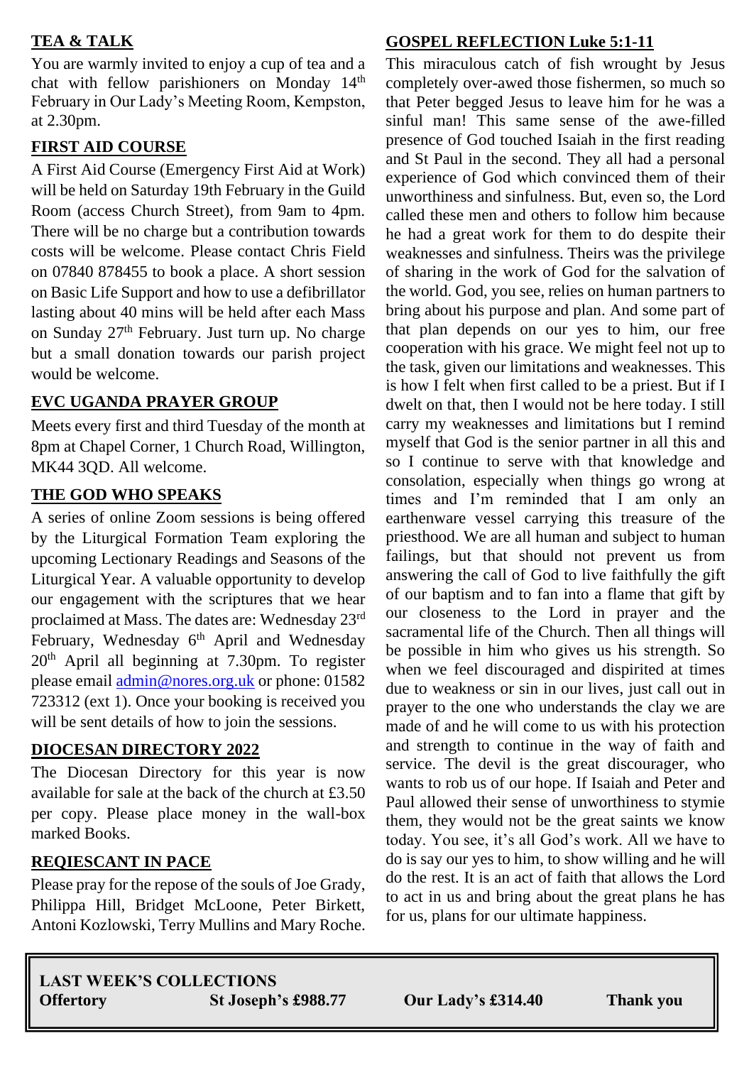## TEA & TALK

You are warmly invited to enjoy a cup of tea and a chat with fellow parishioners on Monday 14th February in Our Lady's Meeting Room, Kempston, at 2.30pm.

## FIRST AID COURSE

A First Aid Course (Emergency First Aid at Work) will be held on Saturday 19th February in the Guild Room (access Church Street), from 9am to 4pm. There will be no charge but a contribution towards costs will be welcome. Please contact Chris Field on 07840 878455 to book a place. A short session on Basic Life Support and how to use a defibrillator lasting about 40 mins will be held after each Mass on Sunday 27th February. Just turn up. No charge but a small donation towards our parish project would be welcome.

## EVC UGANDA PRAYER GROUP

Meets every first and third Tuesday of the month at 8pm at Chapel Corner, 1 Church Road, Willington, MK44 3QD. All welcome.

## THE GOD WHO SPEAKS

A series of online Zoom sessions is being offered by the Liturgical Formation Team exploring the upcoming Lectionary Readings and Seasons of the Liturgical Year. A valuable opportunity to develop our engagement with the scriptures that we hear proclaimed at Mass. The dates are: Wednesday 23rd February, Wednesday 6th April and Wednesday 20th April all beginning at 7.30pm. To register please email admin@nores.org.uk or phone: 01582 723312 (ext 1). Once your booking is received you will be sent details of how to join the sessions.

## DIOCESAN DIRECTORY 2022

The Diocesan Directory for this year is now available for sale at the back of the church at £3.50 per copy. Please place money in the wall-box marked Books.

## REQIESCANT IN PACE

Please pray for the repose of the souls of Joe Grady, Philippa Hill, Bridget McLoone, Peter Birkett, Antoni Kozlowski, Terry Mullins and Mary Roche.

## GOSPEL REFLECTION Luke 5:1-11

This miraculous catch of fish wrought by Jesus completely over-awed those fishermen, so much so that Peter begged Jesus to leave him for he was a sinful man! This same sense of the awe-filled presence of God touched Isaiah in the first reading and St Paul in the second. They all had a personal experience of God which convinced them of their unworthiness and sinfulness. But, even so, the Lord called these men and others to follow him because he had a great work for them to do despite their weaknesses and sinfulness. Theirs was the privilege of sharing in the work of God for the salvation of the world. God, you see, relies on human partners to bring about his purpose and plan. And some part of that plan depends on our yes to him, our free cooperation with his grace. We might feel not up to the task, given our limitations and weaknesses. This is how I felt when first called to be a priest. But if I dwelt on that, then I would not be here today. I still carry my weaknesses and limitations but I remind myself that God is the senior partner in all this and so I continue to serve with that knowledge and consolation, especially when things go wrong at times and I'm reminded that I am only an earthenware vessel carrying this treasure of the priesthood. We are all human and subject to human failings, but that should not prevent us from answering the call of God to live faithfully the gift of our baptism and to fan into a flame that gift by our closeness to the Lord in prayer and the sacramental life of the Church. Then all things will be possible in him who gives us his strength. So when we feel discouraged and dispirited at times due to weakness or sin in our lives, just call out in prayer to the one who understands the clay we are made of and he will come to us with his protection and strength to continue in the way of faith and service. The devil is the great discourager, who wants to rob us of our hope. If Isaiah and Peter and Paul allowed their sense of unworthiness to stymie them, they would not be the great saints we know today. You see, it's all God's work. All we have to do is say our yes to him, to show willing and he will do the rest. It is an act of faith that allows the Lord to act in us and bring about the great plans he has for us, plans for our ultimate happiness.

**LAST WEEK'S COLLECTIONS**

**Offertory** **St Joseph's £988.77** **Our Lady's £314.40** **Thank you**